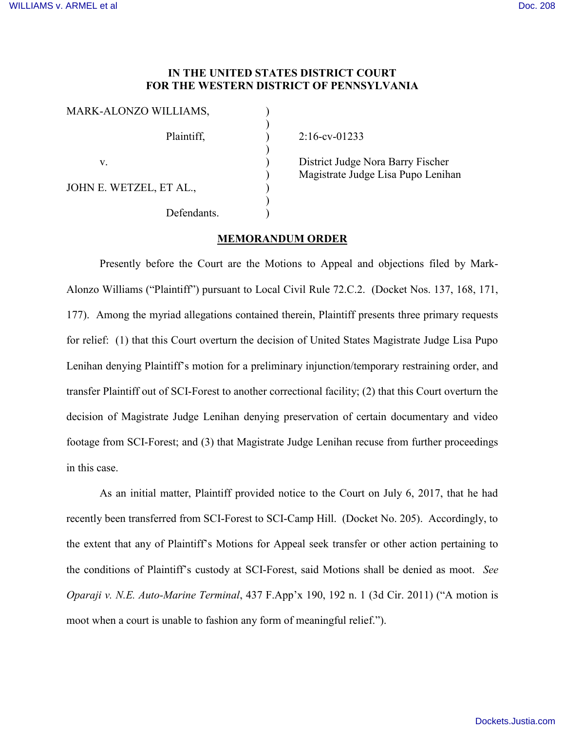IN THE UNITED STATES DISTRICT COURT
FOR THE WESTERN DISTRICT OF PENNSYLVANIA

| | | |
|---|---|---|
| MARK-ALONZO WILLIAMS, | ) | |
| Plaintiff, | ) | 2:16-cv-01233 |
| v. | ) | District Judge Nora Barry Fischer |
| | ) | Magistrate Judge Lisa Pupo Lenihan |
| JOHN E. WETZEL, ET AL., | ) | |
| Defendants. | ) | |

**MEMORANDUM ORDER**

Presently before the Court are the Motions to Appeal and objections filed by Mark-Alonzo Williams ("Plaintiff") pursuant to Local Civil Rule 72.C.2. (Docket Nos. 137, 168, 171, 177). Among the myriad allegations contained therein, Plaintiff presents three primary requests for relief: (1) that this Court overturn the decision of United States Magistrate Judge Lisa Pupo Lenihan denying Plaintiff's motion for a preliminary injunction/temporary restraining order, and transfer Plaintiff out of SCI-Forest to another correctional facility; (2) that this Court overturn the decision of Magistrate Judge Lenihan denying preservation of certain documentary and video footage from SCI-Forest; and (3) that Magistrate Judge Lenihan recuse from further proceedings in this case.

As an initial matter, Plaintiff provided notice to the Court on July 6, 2017, that he had recently been transferred from SCI-Forest to SCI-Camp Hill. (Docket No. 205). Accordingly, to the extent that any of Plaintiff's Motions for Appeal seek transfer or other action pertaining to the conditions of Plaintiff's custody at SCI-Forest, said Motions shall be denied as moot. *See Oparaji v. N.E. Auto-Marine Terminal*, 437 F.App'x 190, 192 n. 1 (3d Cir. 2011) ("A motion is moot when a court is unable to fashion any form of meaningful relief.").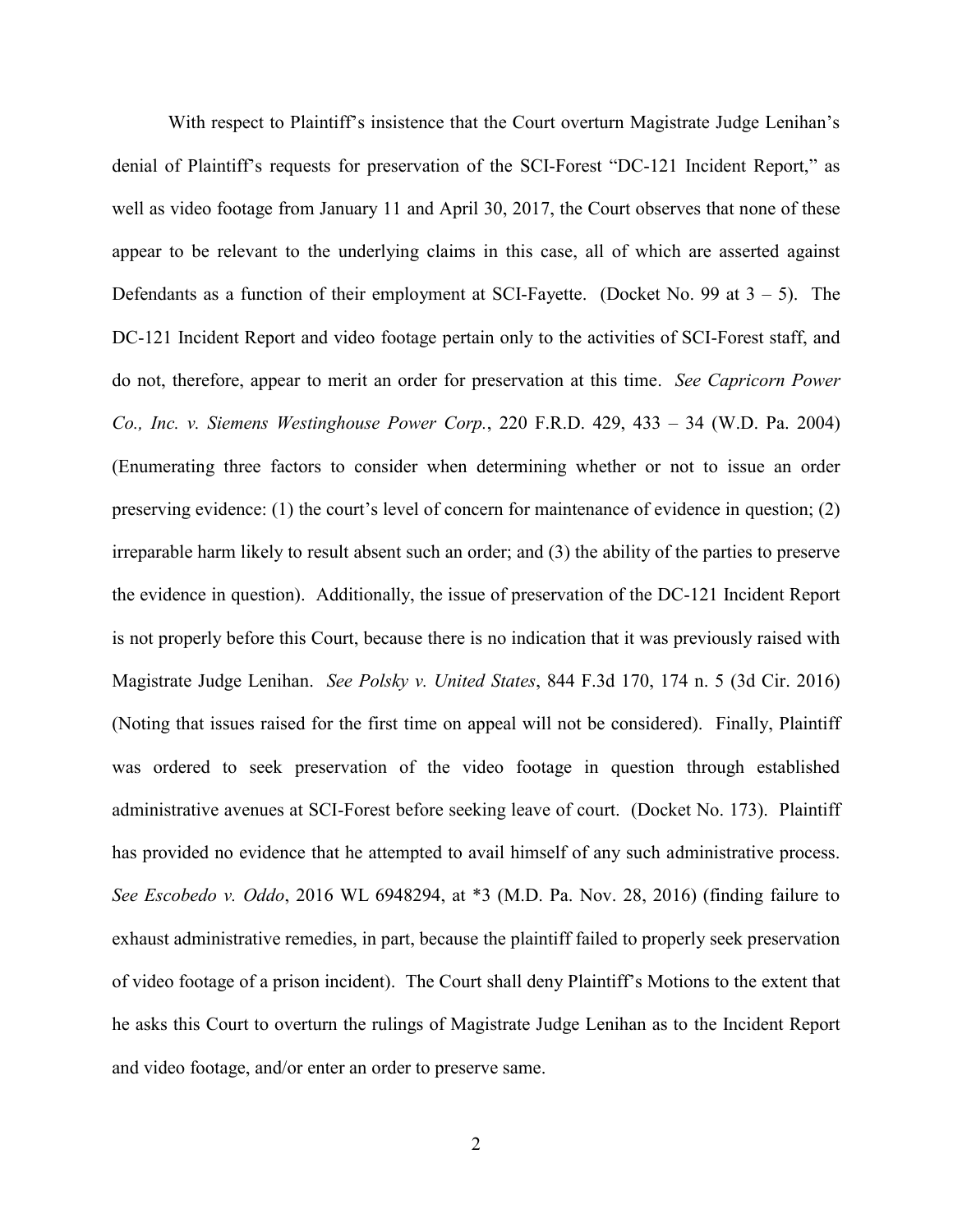With respect to Plaintiff's insistence that the Court overturn Magistrate Judge Lenihan's denial of Plaintiff's requests for preservation of the SCI-Forest "DC-121 Incident Report," as well as video footage from January 11 and April 30, 2017, the Court observes that none of these appear to be relevant to the underlying claims in this case, all of which are asserted against Defendants as a function of their employment at SCI-Fayette. (Docket No. 99 at 3 – 5). The DC-121 Incident Report and video footage pertain only to the activities of SCI-Forest staff, and do not, therefore, appear to merit an order for preservation at this time. *See Capricorn Power Co., Inc. v. Siemens Westinghouse Power Corp.*, 220 F.R.D. 429, 433 – 34 (W.D. Pa. 2004) (Enumerating three factors to consider when determining whether or not to issue an order preserving evidence: (1) the court's level of concern for maintenance of evidence in question; (2) irreparable harm likely to result absent such an order; and (3) the ability of the parties to preserve the evidence in question). Additionally, the issue of preservation of the DC-121 Incident Report is not properly before this Court, because there is no indication that it was previously raised with Magistrate Judge Lenihan. *See Polsky v. United States*, 844 F.3d 170, 174 n. 5 (3d Cir. 2016) (Noting that issues raised for the first time on appeal will not be considered). Finally, Plaintiff was ordered to seek preservation of the video footage in question through established administrative avenues at SCI-Forest before seeking leave of court. (Docket No. 173). Plaintiff has provided no evidence that he attempted to avail himself of any such administrative process. *See Escobedo v. Oddo*, 2016 WL 6948294, at *3 (M.D. Pa. Nov. 28, 2016) (finding failure to exhaust administrative remedies, in part, because the plaintiff failed to properly seek preservation of video footage of a prison incident). The Court shall deny Plaintiff's Motions to the extent that he asks this Court to overturn the rulings of Magistrate Judge Lenihan as to the Incident Report and video footage, and/or enter an order to preserve same.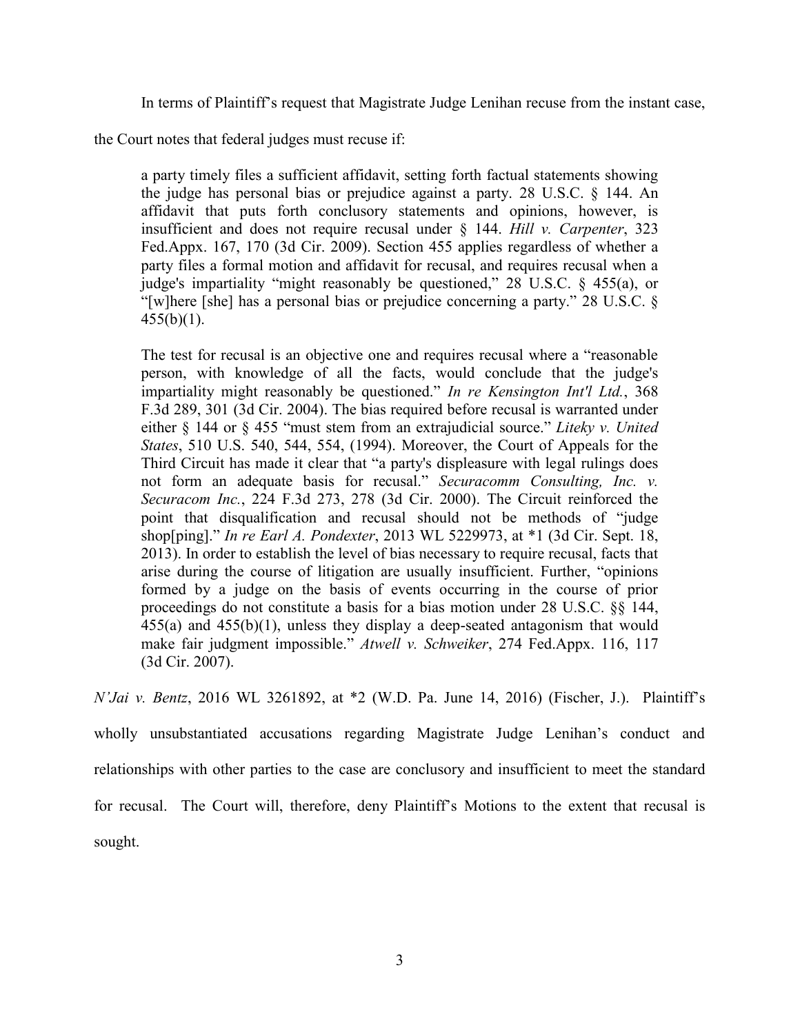In terms of Plaintiff's request that Magistrate Judge Lenihan recuse from the instant case, the Court notes that federal judges must recuse if:

> a party timely files a sufficient affidavit, setting forth factual statements showing the judge has personal bias or prejudice against a party. 28 U.S.C. § 144. An affidavit that puts forth conclusory statements and opinions, however, is insufficient and does not require recusal under § 144. *Hill v. Carpenter*, 323 Fed.Appx. 167, 170 (3d Cir. 2009). Section 455 applies regardless of whether a party files a formal motion and affidavit for recusal, and requires recusal when a judge's impartiality "might reasonably be questioned," 28 U.S.C. § 455(a), or "[w]here [she] has a personal bias or prejudice concerning a party." 28 U.S.C. § 455(b)(1).
>
> The test for recusal is an objective one and requires recusal where a "reasonable person, with knowledge of all the facts, would conclude that the judge's impartiality might reasonably be questioned." *In re Kensington Int'l Ltd.*, 368 F.3d 289, 301 (3d Cir. 2004). The bias required before recusal is warranted under either § 144 or § 455 "must stem from an extrajudicial source." *Liteky v. United States*, 510 U.S. 540, 544, 554, (1994). Moreover, the Court of Appeals for the Third Circuit has made it clear that "a party's displeasure with legal rulings does not form an adequate basis for recusal." *Securacomm Consulting, Inc. v. Securacom Inc.*, 224 F.3d 273, 278 (3d Cir. 2000). The Circuit reinforced the point that disqualification and recusal should not be methods of "judge shop[ping]." *In re Earl A. Pondexter*, 2013 WL 5229973, at *1 (3d Cir. Sept. 18, 2013). In order to establish the level of bias necessary to require recusal, facts that arise during the course of litigation are usually insufficient. Further, "opinions formed by a judge on the basis of events occurring in the course of prior proceedings do not constitute a basis for a bias motion under 28 U.S.C. §§ 144, 455(a) and 455(b)(1), unless they display a deep-seated antagonism that would make fair judgment impossible." *Atwell v. Schweiker*, 274 Fed.Appx. 116, 117 (3d Cir. 2007).

*N'Jai v. Bentz*, 2016 WL 3261892, at *2 (W.D. Pa. June 14, 2016) (Fischer, J.). Plaintiff's wholly unsubstantiated accusations regarding Magistrate Judge Lenihan's conduct and relationships with other parties to the case are conclusory and insufficient to meet the standard for recusal. The Court will, therefore, deny Plaintiff's Motions to the extent that recusal is sought.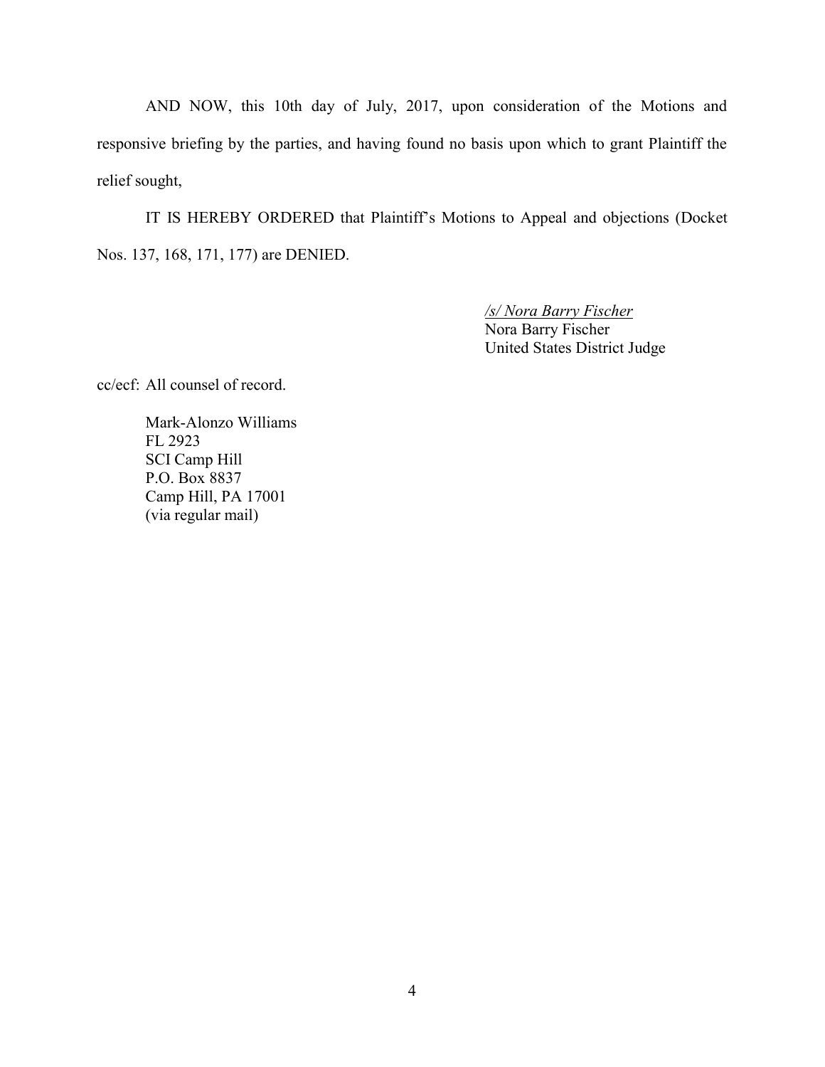AND NOW, this 10th day of July, 2017, upon consideration of the Motions and responsive briefing by the parties, and having found no basis upon which to grant Plaintiff the relief sought,

IT IS HEREBY ORDERED that Plaintiff's Motions to Appeal and objections (Docket Nos. 137, 168, 171, 177) are DENIED.

/s/ Nora Barry Fischer
Nora Barry Fischer
United States District Judge

cc/ecf: All counsel of record.

Mark-Alonzo Williams
FL 2923
SCI Camp Hill
P.O. Box 8837
Camp Hill, PA 17001
(via regular mail)